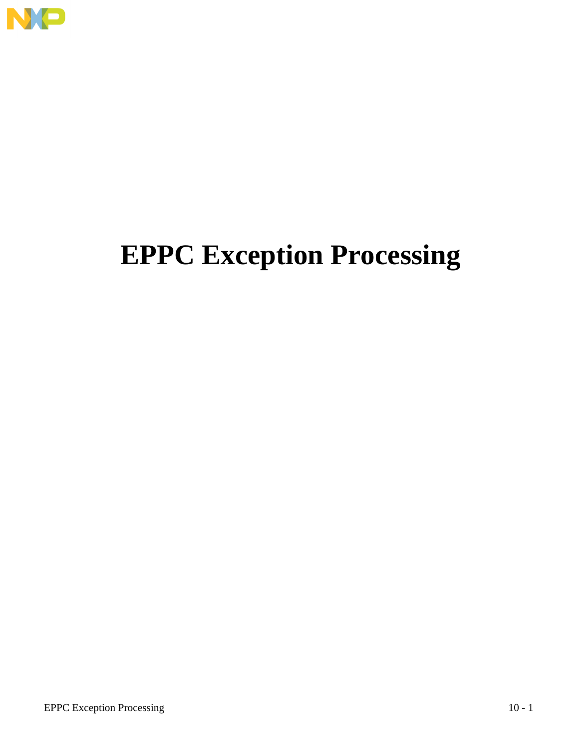# EPPC Exception Processing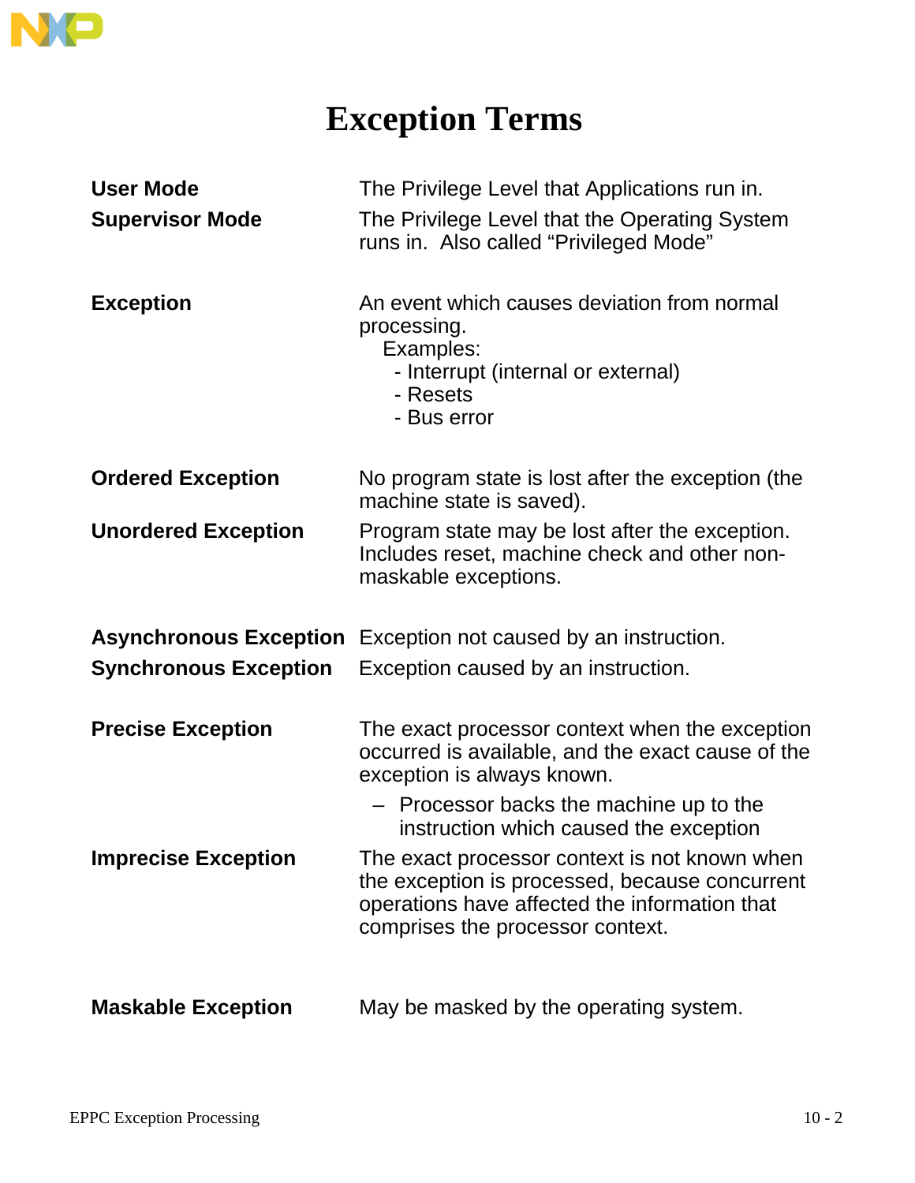# Exception Terms

| | |
|---|---|
| **User Mode** | The Privilege Level that Applications run in. |
| **Supervisor Mode** | The Privilege Level that the Operating System runs in. Also called "Privileged Mode" |
| **Exception** | An event which causes deviation from normal processing.<br>Examples:<br>- Interrupt (internal or external)<br>- Resets<br>- Bus error |
| **Ordered Exception** | No program state is lost after the exception (the machine state is saved). |
| **Unordered Exception** | Program state may be lost after the exception. Includes reset, machine check and other non-maskable exceptions. |
| **Asynchronous Exception** | Exception not caused by an instruction. |
| **Synchronous Exception** | Exception caused by an instruction. |
| **Precise Exception** | The exact processor context when the exception occurred is available, and the exact cause of the exception is always known.<br>– Processor backs the machine up to the instruction which caused the exception |
| **Imprecise Exception** | The exact processor context is not known when the exception is processed, because concurrent operations have affected the information that comprises the processor context. |
| **Maskable Exception** | May be masked by the operating system. |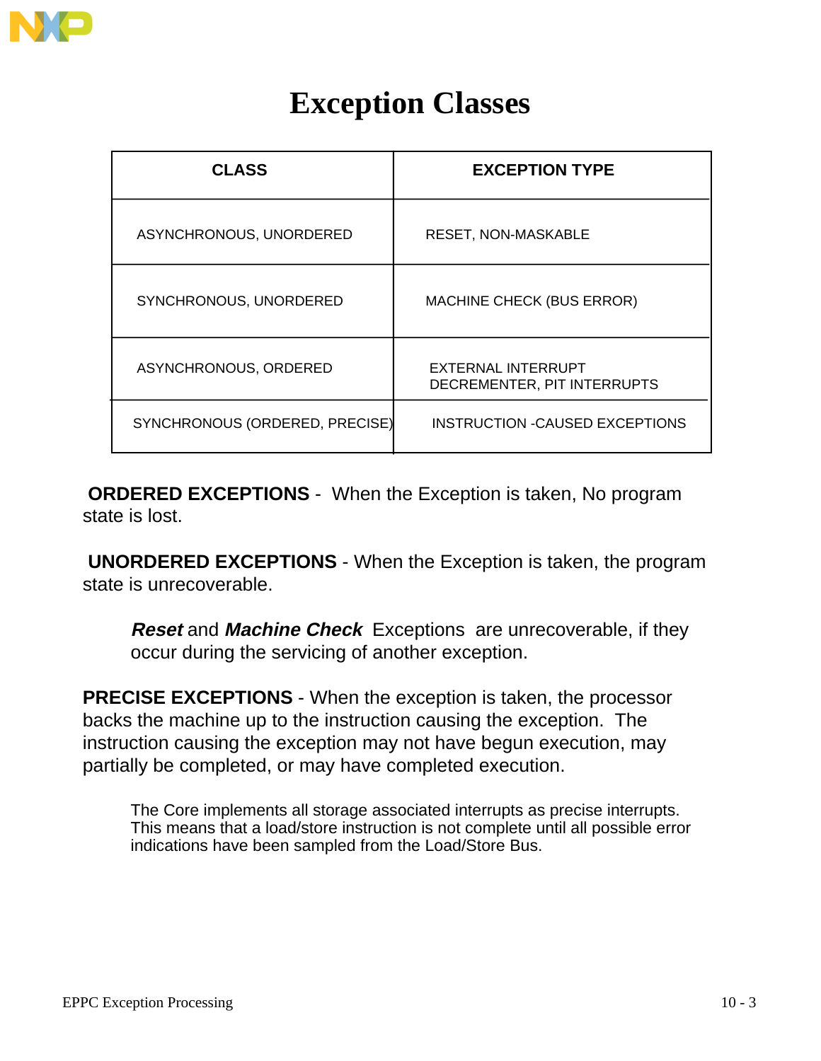# Exception Classes

| CLASS | EXCEPTION TYPE |
|---|---|
| ASYNCHRONOUS, UNORDERED | RESET, NON-MASKABLE |
| SYNCHRONOUS, UNORDERED | MACHINE CHECK (BUS ERROR) |
| ASYNCHRONOUS, ORDERED | EXTERNAL INTERRUPT<br>DECREMENTER, PIT INTERRUPTS |
| SYNCHRONOUS (ORDERED, PRECISE) | INSTRUCTION -CAUSED EXCEPTIONS |

**ORDERED EXCEPTIONS** - When the Exception is taken, No program state is lost.

**UNORDERED EXCEPTIONS** - When the Exception is taken, the program state is unrecoverable.

> ***Reset*** and ***Machine Check*** Exceptions are unrecoverable, if they occur during the servicing of another exception.

**PRECISE EXCEPTIONS** - When the exception is taken, the processor backs the machine up to the instruction causing the exception. The instruction causing the exception may not have begun execution, may partially be completed, or may have completed execution.

> The Core implements all storage associated interrupts as precise interrupts. This means that a load/store instruction is not complete until all possible error indications have been sampled from the Load/Store Bus.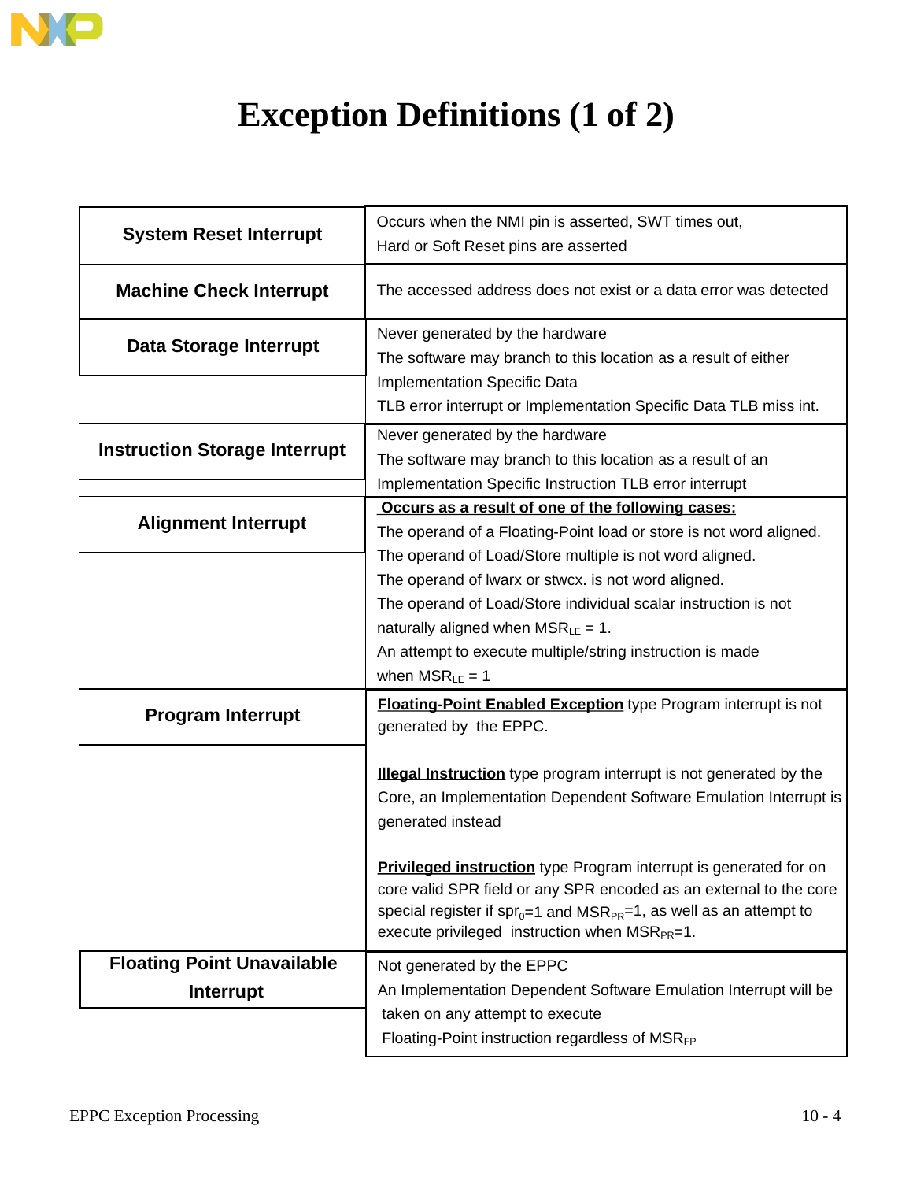# Exception Definitions (1 of 2)

| Interrupt | Description |
|---|---|
| **System Reset Interrupt** | Occurs when the NMI pin is asserted, SWT times out, Hard or Soft Reset pins are asserted |
| **Machine Check Interrupt** | The accessed address does not exist or a data error was detected |
| **Data Storage Interrupt** | Never generated by the hardware<br>The software may branch to this location as a result of either Implementation Specific Data TLB error interrupt or Implementation Specific Data TLB miss int. |
| **Instruction Storage Interrupt** | Never generated by the hardware<br>The software may branch to this location as a result of an Implementation Specific Instruction TLB error interrupt |
| **Alignment Interrupt** | **<u>Occurs as a result of one of the following cases:</u>**<br>The operand of a Floating-Point load or store is not word aligned.<br>The operand of Load/Store multiple is not word aligned.<br>The operand of lwarx or stwcx. is not word aligned.<br>The operand of Load/Store individual scalar instruction is not naturally aligned when $MSR_{LE}$ = 1.<br>An attempt to execute multiple/string instruction is made when $MSR_{LE}$ = 1 |
| **Program Interrupt** | **<u>Floating-Point Enabled Exception</u>** type Program interrupt is not generated by the EPPC.<br><br>**<u>Illegal Instruction</u>** type program interrupt is not generated by the Core, an Implementation Dependent Software Emulation Interrupt is generated instead<br><br>**<u>Privileged instruction</u>** type Program interrupt is generated for on core valid SPR field or any SPR encoded as an external to the core special register if $spr_0$=1 and $MSR_{PR}$=1, as well as an attempt to execute privileged instruction when $MSR_{PR}$=1. |
| **Floating Point Unavailable Interrupt** | Not generated by the EPPC<br>An Implementation Dependent Software Emulation Interrupt will be taken on any attempt to execute Floating-Point instruction regardless of $MSR_{FP}$ |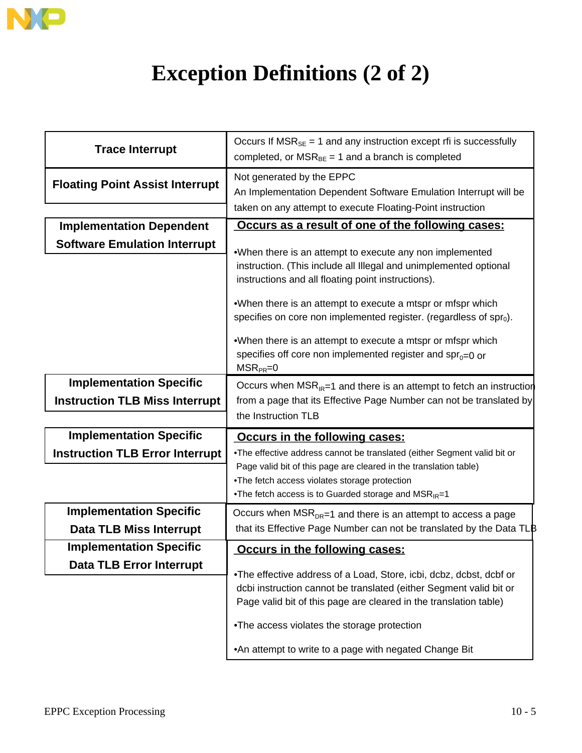# Exception Definitions (2 of 2)

| Exception | Definition |
| --- | --- |
| **Trace Interrupt** | Occurs If $MSR_{SE}$ = 1 and any instruction except rfi is successfully completed, or $MSR_{BE}$ = 1 and a branch is completed |
| **Floating Point Assist Interrupt** | Not generated by the EPPC<br>An Implementation Dependent Software Emulation Interrupt will be taken on any attempt to execute Floating-Point instruction |
| **Implementation Dependent Software Emulation Interrupt** | **Occurs as a result of one of the following cases:**<br>•When there is an attempt to execute any non implemented instruction. (This include all Illegal and unimplemented optional instructions and all floating point instructions).<br>•When there is an attempt to execute a mtspr or mfspr which specifies on core non implemented register. (regardless of $spr_0$).<br>•When there is an attempt to execute a mtspr or mfspr which specifies off core non implemented register and $spr_0$=0 or $MSR_{PR}$=0 |
| **Implementation Specific Instruction TLB Miss Interrupt** | Occurs when $MSR_{IR}$=1 and there is an attempt to fetch an instruction from a page that its Effective Page Number can not be translated by the Instruction TLB |
| **Implementation Specific Instruction TLB Error Interrupt** | **Occurs in the following cases:**<br>•The effective address cannot be translated (either Segment valid bit or Page valid bit of this page are cleared in the translation table)<br>•The fetch access violates storage protection<br>•The fetch access is to Guarded storage and $MSR_{IR}$=1 |
| **Implementation Specific Data TLB Miss Interrupt** | Occurs when $MSR_{DR}$=1 and there is an attempt to access a page that its Effective Page Number can not be translated by the Data TLB |
| **Implementation Specific Data TLB Error Interrupt** | **Occurs in the following cases:**<br>•The effective address of a Load, Store, icbi, dcbz, dcbst, dcbf or dcbi instruction cannot be translated (either Segment valid bit or Page valid bit of this page are cleared in the translation table)<br>•The access violates the storage protection<br>•An attempt to write to a page with negated Change Bit |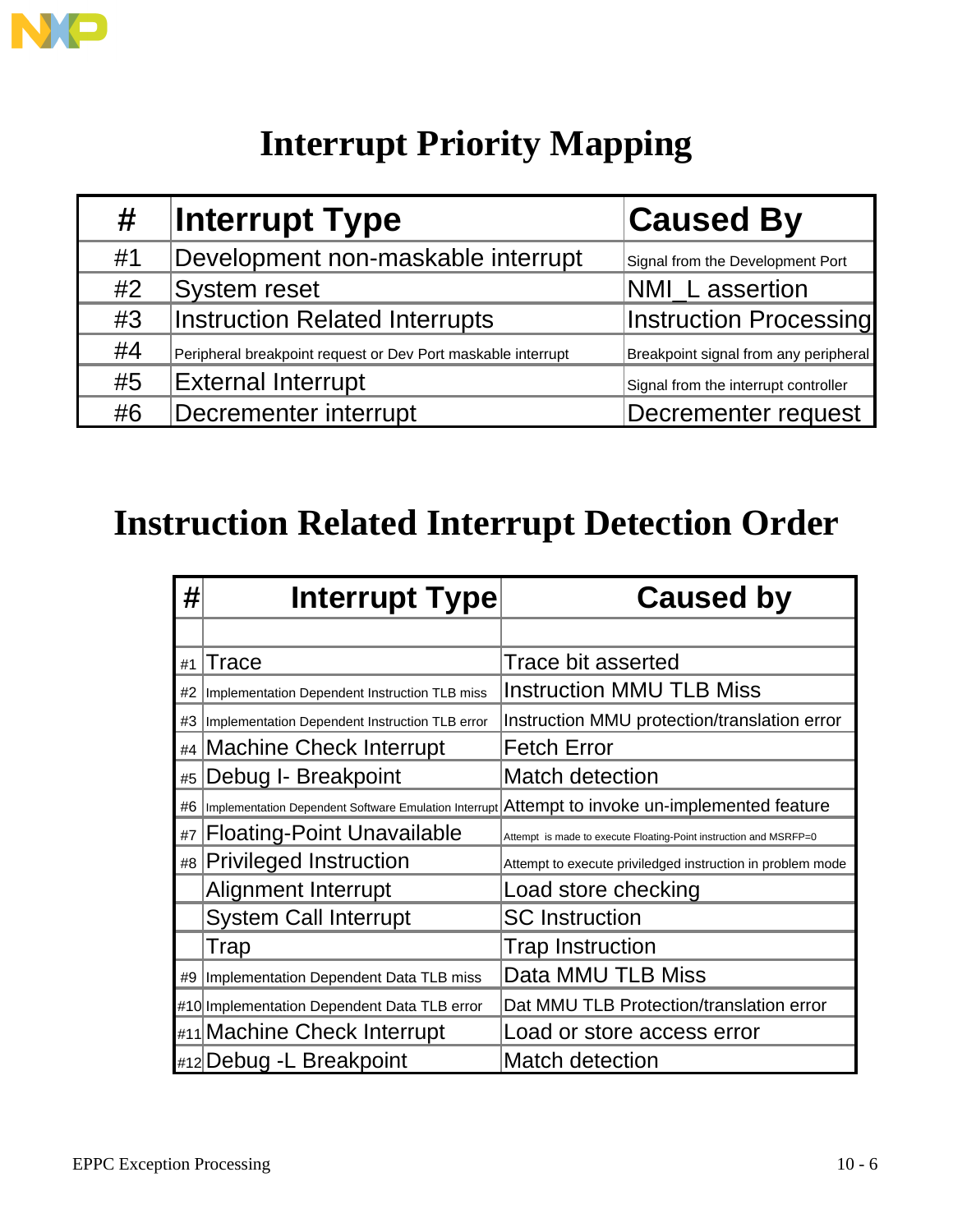# Interrupt Priority Mapping

| # | Interrupt Type | Caused By |
|---|---|---|
| #1 | Development non-maskable interrupt | Signal from the Development Port |
| #2 | System reset | NMI_L assertion |
| #3 | Instruction Related Interrupts | Instruction Processing |
| #4 | Peripheral breakpoint request or Dev Port maskable interrupt | Breakpoint signal from any peripheral |
| #5 | External Interrupt | Signal from the interrupt controller |
| #6 | Decrementer interrupt | Decrementer request |

# Instruction Related Interrupt Detection Order

| # | Interrupt Type | Caused by |
|---|---|---|
| | | |
| #1 | Trace | Trace bit asserted |
| #2 | Implementation Dependent Instruction TLB miss | Instruction MMU TLB Miss |
| #3 | Implementation Dependent Instruction TLB error | Instruction MMU protection/translation error |
| #4 | Machine Check Interrupt | Fetch Error |
| #5 | Debug I- Breakpoint | Match detection |
| #6 | Implementation Dependent Software Emulation Interrupt | Attempt to invoke un-implemented feature |
| #7 | Floating-Point Unavailable | Attempt is made to execute Floating-Point instruction and MSRFP=0 |
| #8 | Privileged Instruction | Attempt to execute priviledged instruction in problem mode |
| | Alignment Interrupt | Load store checking |
| | System Call Interrupt | SC Instruction |
| | Trap | Trap Instruction |
| #9 | Implementation Dependent Data TLB miss | Data MMU TLB Miss |
| #10 | Implementation Dependent Data TLB error | Dat MMU TLB Protection/translation error |
| #11 | Machine Check Interrupt | Load or store access error |
| #12 | Debug -L Breakpoint | Match detection |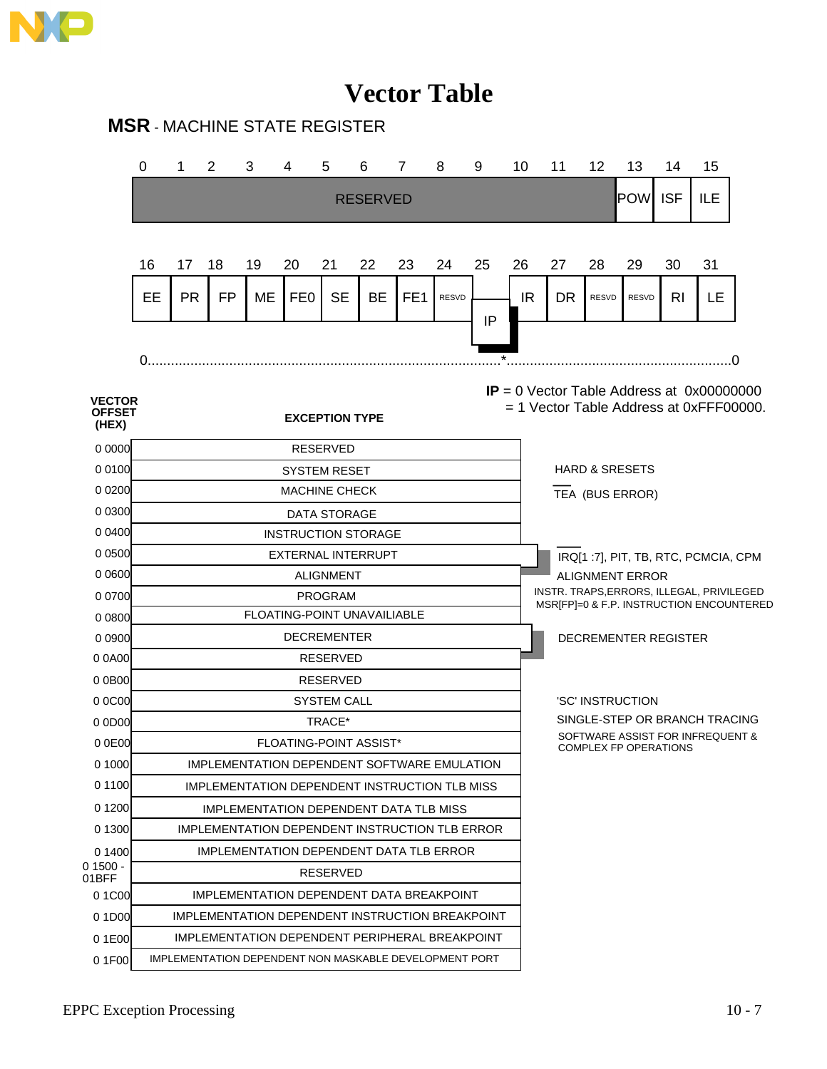# Vector Table

**MSR** - MACHINE STATE REGISTER

| 0 | 1 | 2 | 3 | 4 | 5 | 6 | 7 | 8 | 9 | 10 | 11 | 12 | 13 | 14 | 15 |
|---|---|---|---|---|---|---|---|---|---|---|---|---|---|---|---|
| RESERVED | | | | | | | | | | | | | POW | ISF | ILE |

| 16 | 17 | 18 | 19 | 20 | 21 | 22 | 23 | 24 | 25 | 26 | 27 | 28 | 29 | 30 | 31 |
|---|---|---|---|---|---|---|---|---|---|---|---|---|---|---|---|
| EE | PR | FP | ME | FE0 | SE | BE | FE1 | RESVD | IP | IR | DR | RESVD | RESVD | RI | LE |

0.........................................................................................*..........................................................0

**IP** = 0 Vector Table Address at 0x00000000
= 1 Vector Table Address at 0xFFF00000.

| VECTOR OFFSET (HEX) | EXCEPTION TYPE | |
|---|---|---|
| 0 0000 | RESERVED | |
| 0 0100 | SYSTEM RESET | HARD & SRESETS |
| 0 0200 | MACHINE CHECK | TEA (BUS ERROR) |
| 0 0300 | DATA STORAGE | |
| 0 0400 | INSTRUCTION STORAGE | |
| 0 0500 | EXTERNAL INTERRUPT | IRQ[1 :7], PIT, TB, RTC, PCMCIA, CPM |
| 0 0600 | ALIGNMENT | ALIGNMENT ERROR |
| 0 0700 | PROGRAM | INSTR. TRAPS,ERRORS, ILLEGAL, PRIVILEGED |
| 0 0800 | FLOATING-POINT UNAVAILIABLE | MSR[FP]=0 & F.P. INSTRUCTION ENCOUNTERED |
| 0 0900 | DECREMENTER | DECREMENTER REGISTER |
| 0 0A00 | RESERVED | |
| 0 0B00 | RESERVED | |
| 0 0C00 | SYSTEM CALL | 'SC' INSTRUCTION |
| 0 0D00 | TRACE* | SINGLE-STEP OR BRANCH TRACING |
| 0 0E00 | FLOATING-POINT ASSIST* | SOFTWARE ASSIST FOR INFREQUENT & COMPLEX FP OPERATIONS |
| 0 1000 | IMPLEMENTATION DEPENDENT SOFTWARE EMULATION | |
| 0 1100 | IMPLEMENTATION DEPENDENT INSTRUCTION TLB MISS | |
| 0 1200 | IMPLEMENTATION DEPENDENT DATA TLB MISS | |
| 0 1300 | IMPLEMENTATION DEPENDENT INSTRUCTION TLB ERROR | |
| 0 1400 | IMPLEMENTATION DEPENDENT DATA TLB ERROR | |
| 0 1500 - 01BFF | RESERVED | |
| 0 1C00 | IMPLEMENTATION DEPENDENT DATA BREAKPOINT | |
| 0 1D00 | IMPLEMENTATION DEPENDENT INSTRUCTION BREAKPOINT | |
| 0 1E00 | IMPLEMENTATION DEPENDENT PERIPHERAL BREAKPOINT | |
| 0 1F00 | IMPLEMENTATION DEPENDENT NON MASKABLE DEVELOPMENT PORT | |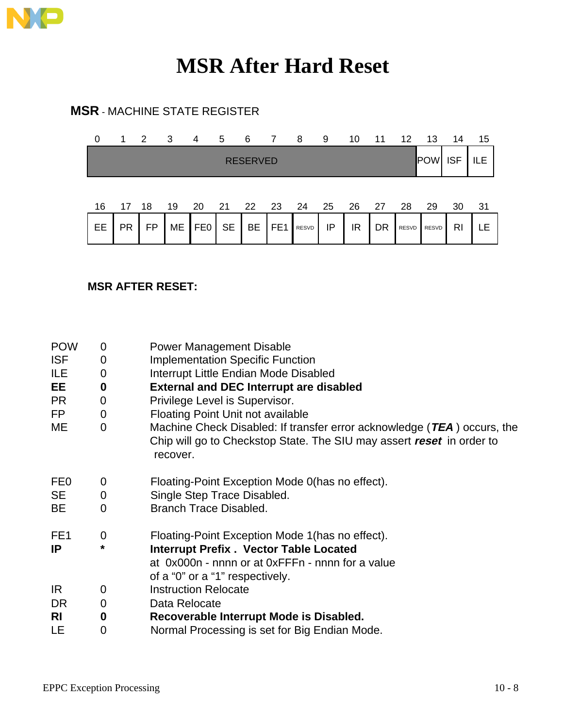# MSR After Hard Reset

**MSR** - MACHINE STATE REGISTER

| 0 | 1 | 2 | 3 | 4 | 5 | 6 | 7 | 8 | 9 | 10 | 11 | 12 | 13 | 14 | 15 |
|---|---|---|---|---|---|---|---|---|---|---|---|---|---|---|---|
| RESERVED | | | | | | | | | | | | | POW | ISF | ILE |

| 16 | 17 | 18 | 19 | 20 | 21 | 22 | 23 | 24 | 25 | 26 | 27 | 28 | 29 | 30 | 31 |
|---|---|---|---|---|---|---|---|---|---|---|---|---|---|---|---|
| EE | PR | FP | ME | FE0 | SE | BE | FE1 | RESVD | IP | IR | DR | RESVD | RESVD | RI | LE |

**MSR AFTER RESET:**

| | | |
|---|---|---|
| POW | 0 | Power Management Disable |
| ISF | 0 | Implementation Specific Function |
| ILE | 0 | Interrupt Little Endian Mode Disabled |
| **EE** | **0** | **External and DEC Interrupt are disabled** |
| PR | 0 | Privilege Level is Supervisor. |
| FP | 0 | Floating Point Unit not available |
| ME | 0 | Machine Check Disabled: If transfer error acknowledge (***TEA***) occurs, the Chip will go to Checkstop State. The SIU may assert ***reset*** in order to recover. |
| FE0 | 0 | Floating-Point Exception Mode 0(has no effect). |
| SE | 0 | Single Step Trace Disabled. |
| BE | 0 | Branch Trace Disabled. |
| FE1 | 0 | Floating-Point Exception Mode 1(has no effect). |
| **IP** | ***** | **Interrupt Prefix . Vector Table Located** at 0x000n - nnnn or at 0xFFFn - nnnn for a value of a "0" or a "1" respectively. |
| IR | 0 | Instruction Relocate |
| DR | 0 | Data Relocate |
| **RI** | **0** | **Recoverable Interrupt Mode is Disabled.** |
| LE | 0 | Normal Processing is set for Big Endian Mode. |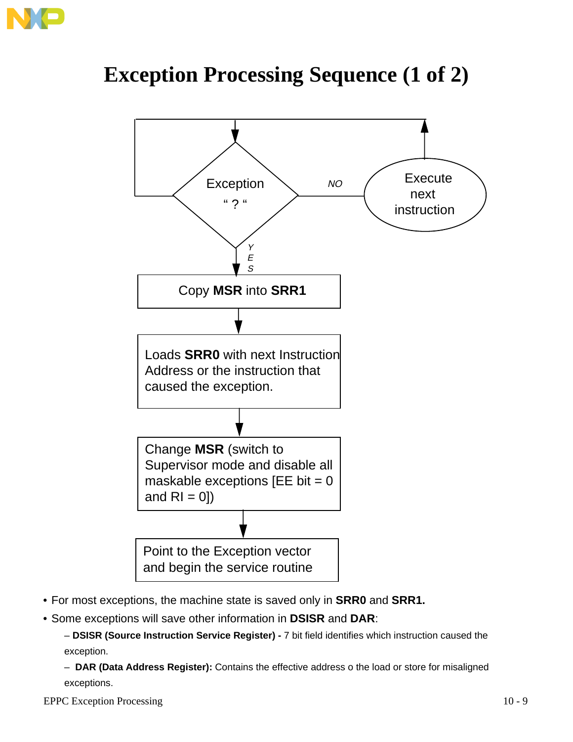# Exception Processing Sequence (1 of 2)

Exception " ? "

NO → Execute next instruction

YES

Copy **MSR** into **SRR1**

Loads **SRR0** with next Instruction Address or the instruction that caused the exception.

Change **MSR** (switch to Supervisor mode and disable all maskable exceptions [EE bit = 0 and RI = 0])

Point to the Exception vector and begin the service routine

- For most exceptions, the machine state is saved only in **SRR0** and **SRR1.**
- Some exceptions will save other information in **DSISR** and **DAR**:
  - **DSISR (Source Instruction Service Register) -** 7 bit field identifies which instruction caused the exception.
  - **DAR (Data Address Register):** Contains the effective address o the load or store for misaligned exceptions.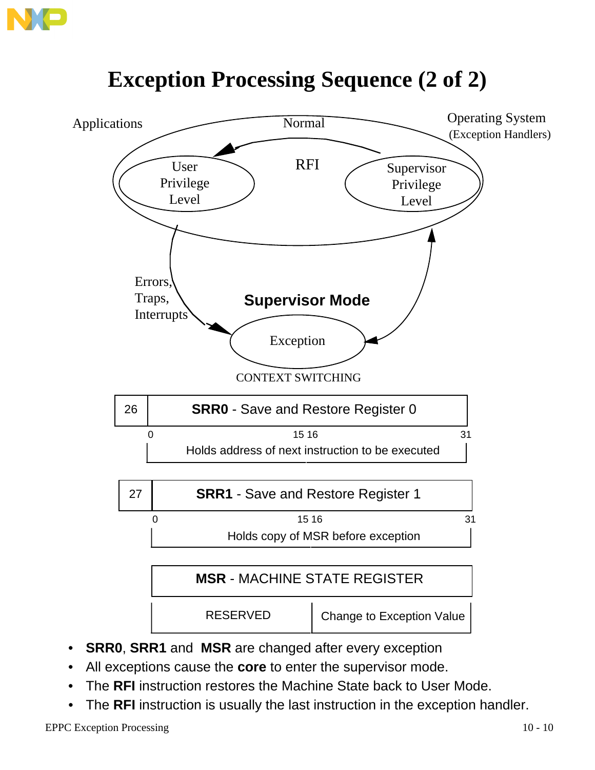# Exception Processing Sequence (2 of 2)

Applications

Normal

Operating System
(Exception Handlers)

User Privilege Level

RFI

Supervisor Privilege Level

Errors, Traps, Interrupts

**Supervisor Mode**

Exception

CONTEXT SWITCHING

| 26 | **SRR0** - Save and Restore Register 0 |
|---|---|
| | 0 — 15 16 — 31: Holds address of next instruction to be executed |

| 27 | **SRR1** - Save and Restore Register 1 |
|---|---|
| | 0 — 15 16 — 31: Holds copy of MSR before exception |

| **MSR** - MACHINE STATE REGISTER | |
|---|---|
| RESERVED | Change to Exception Value |

- **SRR0**, **SRR1** and **MSR** are changed after every exception
- All exceptions cause the **core** to enter the supervisor mode.
- The **RFI** instruction restores the Machine State back to User Mode.
- The **RFI** instruction is usually the last instruction in the exception handler.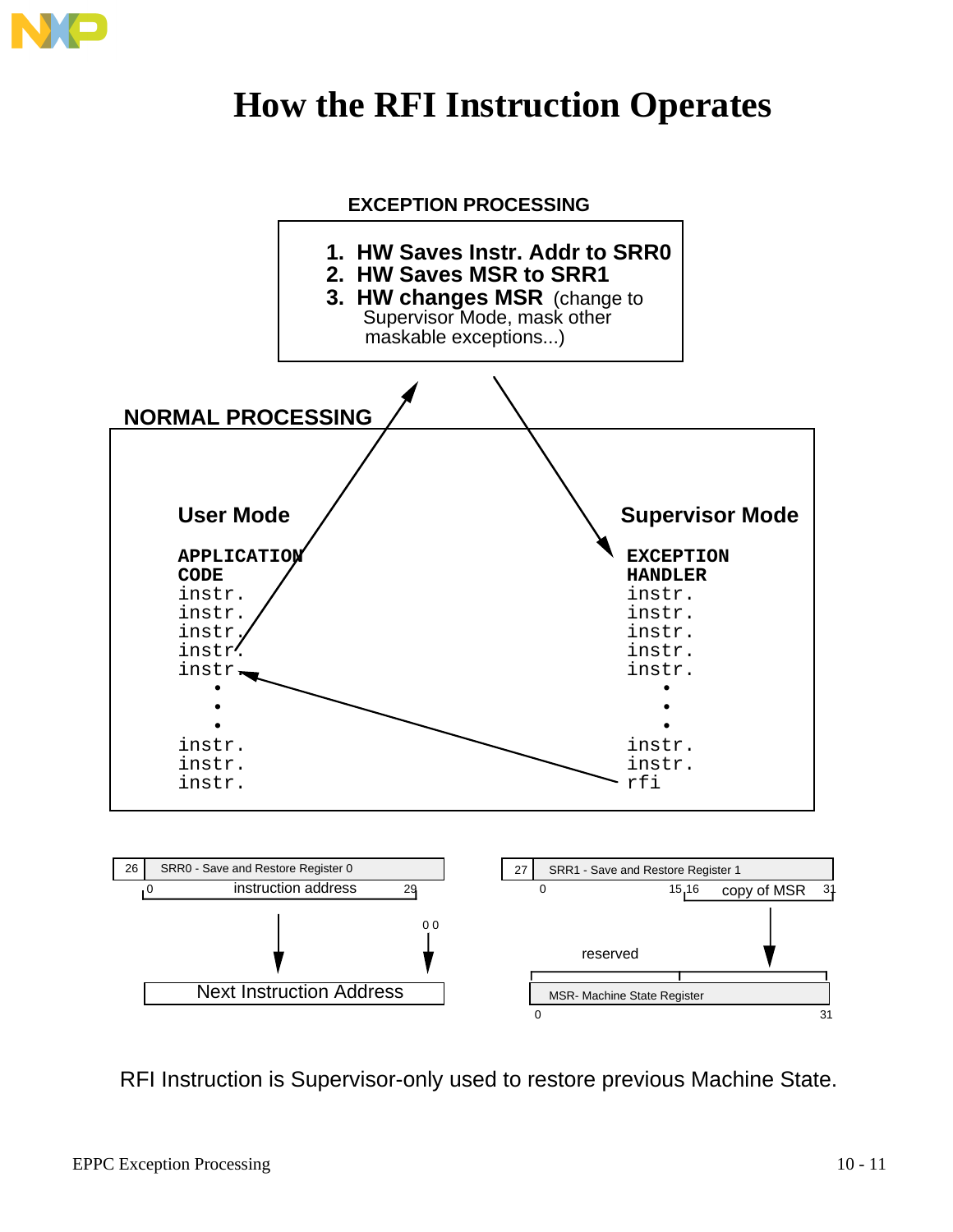# How the RFI Instruction Operates

**EXCEPTION PROCESSING**

1. **HW Saves Instr. Addr to SRR0**
2. **HW Saves MSR to SRR1**
3. **HW changes MSR** (change to Supervisor Mode, mask other maskable exceptions...)

**NORMAL PROCESSING**

**User Mode**

```
APPLICATION
CODE
instr.
instr.
instr.
instr.
instr.
  •
  •
  •
instr.
instr.
instr.
```

**Supervisor Mode**

```
EXCEPTION
HANDLER
instr.
instr.
instr.
instr.
instr.
  •
  •
  •
instr.
instr.
rfi
```

26 SRR0 - Save and Restore Register 0

0 instruction address 29

0 0

Next Instruction Address

27 SRR1 - Save and Restore Register 1

0 15 16 copy of MSR 31

reserved

MSR- Machine State Register

0 31

RFI Instruction is Supervisor-only used to restore previous Machine State.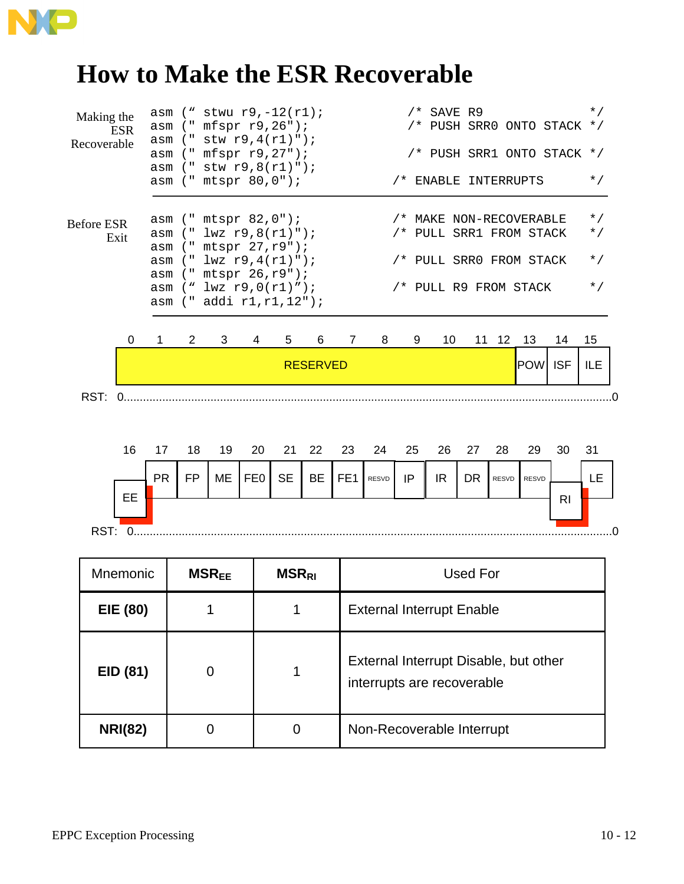# How to Make the ESR Recoverable

Making the ESR Recoverable

```
asm (" stwu r9,-12(r1);              /* SAVE R9              */
asm (" mfspr r9,26");                /* PUSH SRR0 ONTO STACK */
asm (" stw r9,4(r1)");
asm (" mfspr r9,27");                /* PUSH SRR1 ONTO STACK */
asm (" stw r9,8(r1)");
asm (" mtspr 80,0");                /* ENABLE INTERRUPTS     */
```

Before ESR Exit

```
asm (" mtspr 82,0");                /* MAKE NON-RECOVERABLE  */
asm (" lwz r9,8(r1)");              /* PULL SRR1 FROM STACK  */
asm (" mtspr 27,r9");
asm (" lwz r9,4(r1)");              /* PULL SRR0 FROM STACK  */
asm (" mtspr 26,r9");
asm (" lwz r9,0(r1)");              /* PULL R9 FROM STACK    */
asm (" addi r1,r1,12");
```

| 0–12 | 13 | 14 | 15 |
|---|---|---|---|
| RESERVED | POW | ISF | ILE |

RST: 0........................................................................0

| 16 | 17 | 18 | 19 | 20 | 21 | 22 | 23 | 24 | 25 | 26 | 27 | 28 | 29 | 30 | 31 |
|---|---|---|---|---|---|---|---|---|---|---|---|---|---|---|---|
| EE | PR | FP | ME | FE0 | SE | BE | FE1 | RESVD | IP | IR | DR | RESVD | RESVD | RI | LE |

RST: 0........................................................................0

| Mnemonic | $MSR_{EE}$ | $MSR_{RI}$ | Used For |
|---|---|---|---|
| **EIE (80)** | 1 | 1 | External Interrupt Enable |
| **EID (81)** | 0 | 1 | External Interrupt Disable, but other interrupts are recoverable |
| **NRI(82)** | 0 | 0 | Non-Recoverable Interrupt |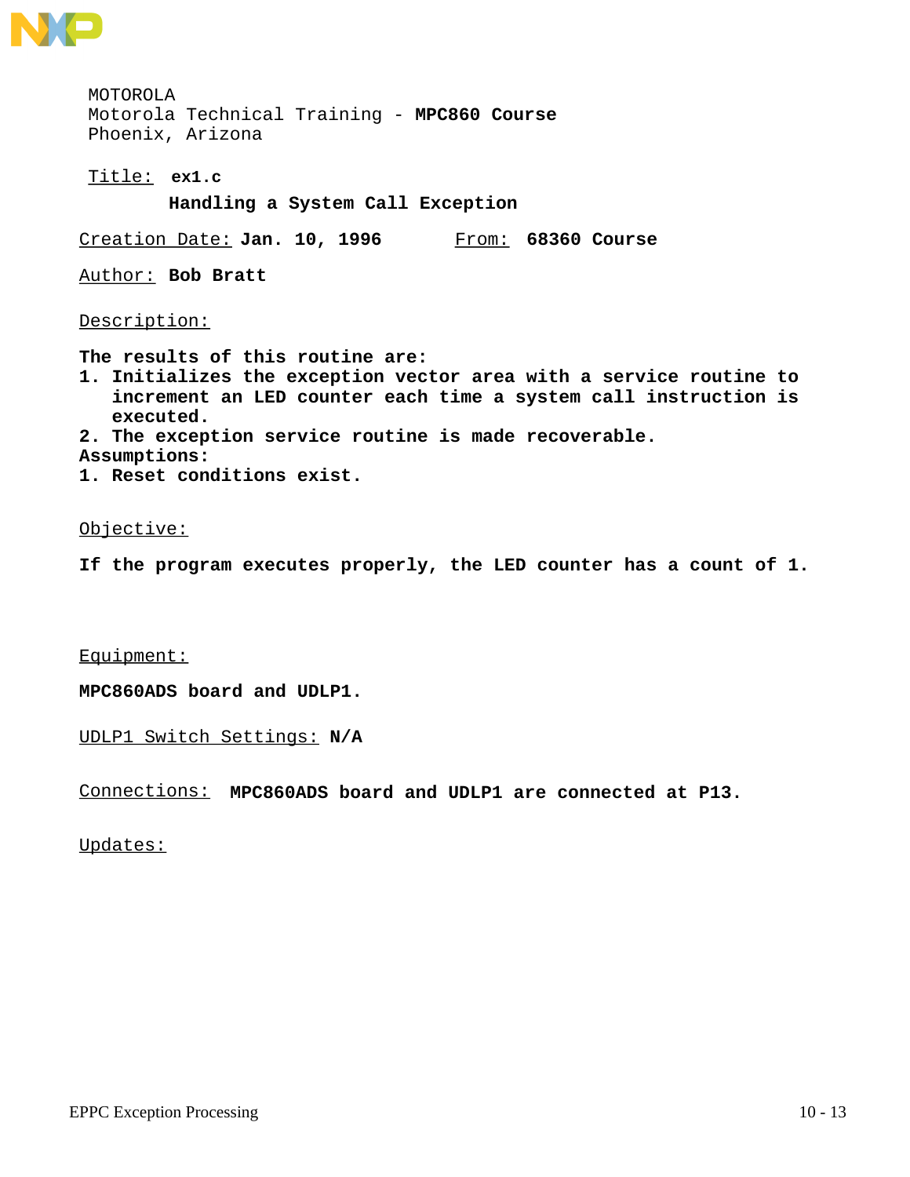MOTOROLA
Motorola Technical Training - **MPC860 Course**
Phoenix, Arizona

Title: **ex1.c**

**Handling a System Call Exception**

Creation Date: **Jan. 10, 1996** From: **68360 Course**

Author: **Bob Bratt**

Description:

**The results of this routine are:**
1. **Initializes the exception vector area with a service routine to increment an LED counter each time a system call instruction is executed.**
2. **The exception service routine is made recoverable.**

**Assumptions:**
1. **Reset conditions exist.**

Objective:

**If the program executes properly, the LED counter has a count of 1.**

Equipment:

**MPC860ADS board and UDLP1.**

UDLP1 Switch Settings: **N/A**

Connections: **MPC860ADS board and UDLP1 are connected at P13.**

Updates: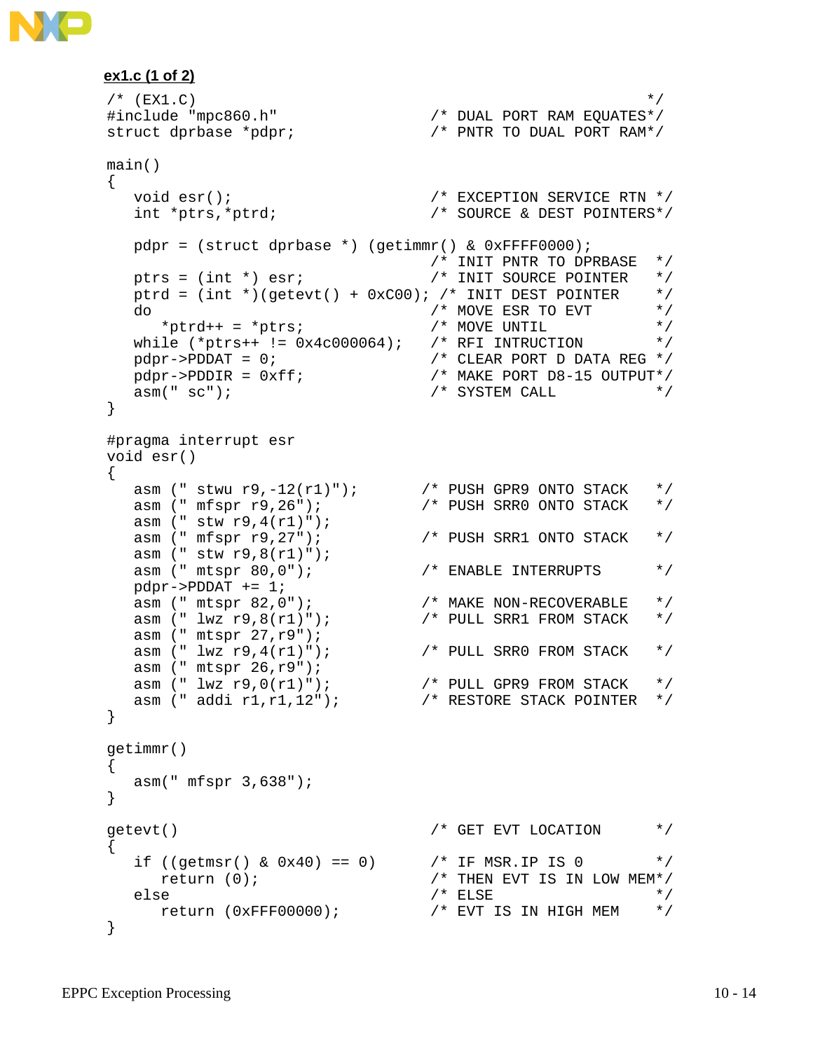**ex1.c (1 of 2)**

```
/* (EX1.C)                                                */
#include "mpc860.h"                /* DUAL PORT RAM EQUATES*/
struct dprbase *pdpr;              /* PNTR TO DUAL PORT RAM*/

main()
{
   void esr();                     /* EXCEPTION SERVICE RTN */
   int *ptrs,*ptrd;                /* SOURCE & DEST POINTERS*/

   pdpr = (struct dprbase *) (getimmr() & 0xFFFF0000);
                                   /* INIT PNTR TO DPRBASE   */
   ptrs = (int *) esr;             /* INIT SOURCE POINTER    */
   ptrd = (int *)(getevt() + 0xC00); /* INIT DEST POINTER    */
   do                              /* MOVE ESR TO EVT        */
      *ptrd++ = *ptrs;             /* MOVE UNTIL             */
   while (*ptrs++ != 0x4c000064);  /* RFI INTRUCTION         */
   pdpr->PDDAT = 0;                /* CLEAR PORT D DATA REG */
   pdpr->PDDIR = 0xff;             /* MAKE PORT D8-15 OUTPUT*/
   asm(" sc");                     /* SYSTEM CALL            */
}

#pragma interrupt esr
void esr()
{
   asm (" stwu r9,-12(r1)");       /* PUSH GPR9 ONTO STACK   */
   asm (" mfspr r9,26");           /* PUSH SRR0 ONTO STACK   */
   asm (" stw r9,4(r1)");
   asm (" mfspr r9,27");           /* PUSH SRR1 ONTO STACK   */
   asm (" stw r9,8(r1)");
   asm (" mtspr 80,0");            /* ENABLE INTERRUPTS      */
   pdpr->PDDAT += 1;
   asm (" mtspr 82,0");            /* MAKE NON-RECOVERABLE   */
   asm (" lwz r9,8(r1)");          /* PULL SRR1 FROM STACK   */
   asm (" mtspr 27,r9");
   asm (" lwz r9,4(r1)");          /* PULL SRR0 FROM STACK   */
   asm (" mtspr 26,r9");
   asm (" lwz r9,0(r1)");          /* PULL GPR9 FROM STACK   */
   asm (" addi r1,r1,12");         /* RESTORE STACK POINTER  */
}

getimmr()
{
   asm(" mfspr 3,638");
}

getevt()                           /* GET EVT LOCATION       */
{
   if ((getmsr() & 0x40) == 0)     /* IF MSR.IP IS 0         */
      return (0);                  /* THEN EVT IS IN LOW MEM*/
   else                            /* ELSE                   */
      return (0xFFF00000);         /* EVT IS IN HIGH MEM     */
}
```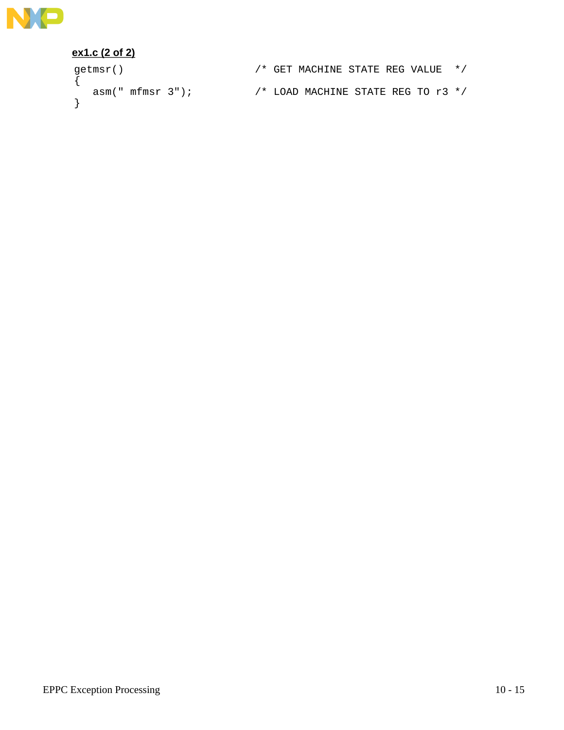**ex1.c (2 of 2)**

```
getmsr()                        /* GET MACHINE STATE REG VALUE  */
{
   asm(" mfmsr 3");             /* LOAD MACHINE STATE REG TO r3 */
}
```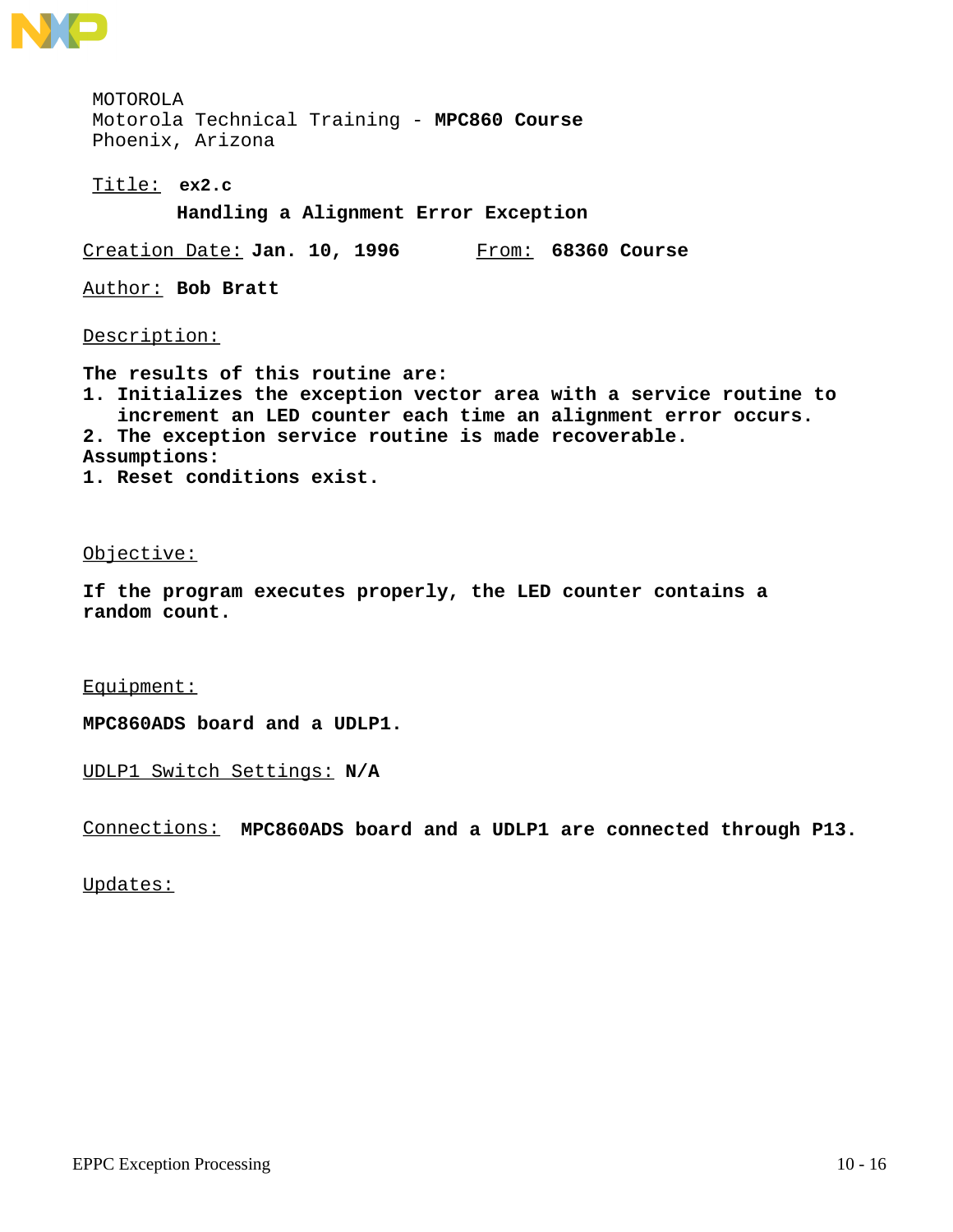MOTOROLA
Motorola Technical Training - **MPC860 Course**
Phoenix, Arizona

Title: **ex2.c**

**Handling a Alignment Error Exception**

Creation Date: **Jan. 10, 1996**     From: **68360 Course**

Author: **Bob Bratt**

Description:

**The results of this routine are:**
1. **Initializes the exception vector area with a service routine to increment an LED counter each time an alignment error occurs.**
2. **The exception service routine is made recoverable.**

**Assumptions:**
1. **Reset conditions exist.**

Objective:

**If the program executes properly, the LED counter contains a random count.**

Equipment:

**MPC860ADS board and a UDLP1.**

UDLP1 Switch Settings: **N/A**

Connections: **MPC860ADS board and a UDLP1 are connected through P13.**

Updates: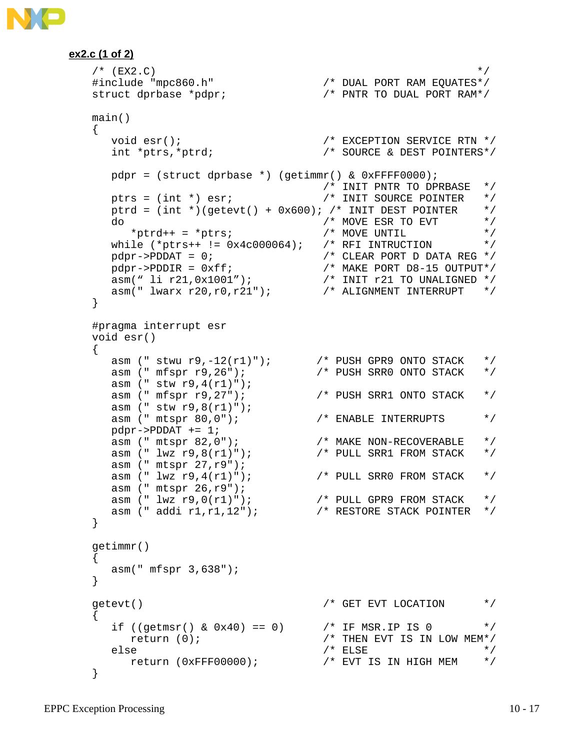**ex2.c (1 of 2)**

```
/* (EX2.C)                                                     */
#include "mpc860.h"                    /* DUAL PORT RAM EQUATES*/
struct dprbase *pdpr;                  /* PNTR TO DUAL PORT RAM*/

main()
{
   void esr();                         /* EXCEPTION SERVICE RTN */
   int *ptrs,*ptrd;                    /* SOURCE & DEST POINTERS*/

   pdpr = (struct dprbase *) (getimmr() & 0xFFFF0000);
                                       /* INIT PNTR TO DPRBASE   */
   ptrs = (int *) esr;                 /* INIT SOURCE POINTER    */
   ptrd = (int *)(getevt() + 0x600);  /* INIT DEST POINTER      */
   do                                  /* MOVE ESR TO EVT        */
      *ptrd++ = *ptrs;                 /* MOVE UNTIL             */
   while (*ptrs++ != 0x4c000064);      /* RFI INTRUCTION         */
   pdpr->PDDAT = 0;                    /* CLEAR PORT D DATA REG */
   pdpr->PDDIR = 0xff;                 /* MAKE PORT D8-15 OUTPUT*/
   asm(" li r21,0x1001");              /* INIT r21 TO UNALIGNED */
   asm(" lwarx r20,r0,r21");           /* ALIGNMENT INTERRUPT    */
}

#pragma interrupt esr
void esr()
{
   asm (" stwu r9,-12(r1)");          /* PUSH GPR9 ONTO STACK   */
   asm (" mfspr r9,26");              /* PUSH SRR0 ONTO STACK   */
   asm (" stw r9,4(r1)");
   asm (" mfspr r9,27");              /* PUSH SRR1 ONTO STACK   */
   asm (" stw r9,8(r1)");
   asm (" mtspr 80,0");               /* ENABLE INTERRUPTS      */
   pdpr->PDDAT += 1;
   asm (" mtspr 82,0");               /* MAKE NON-RECOVERABLE   */
   asm (" lwz r9,8(r1)");             /* PULL SRR1 FROM STACK   */
   asm (" mtspr 27,r9");
   asm (" lwz r9,4(r1)");             /* PULL SRR0 FROM STACK   */
   asm (" mtspr 26,r9");
   asm (" lwz r9,0(r1)");             /* PULL GPR9 FROM STACK   */
   asm (" addi r1,r1,12");            /* RESTORE STACK POINTER  */
}

getimmr()
{
   asm(" mfspr 3,638");
}

getevt()                               /* GET EVT LOCATION       */
{
   if ((getmsr() & 0x40) == 0)         /* IF MSR.IP IS 0         */
      return (0);                      /* THEN EVT IS IN LOW MEM*/
   else                                /* ELSE                   */
      return (0xFFF00000);             /* EVT IS IN HIGH MEM     */
}
```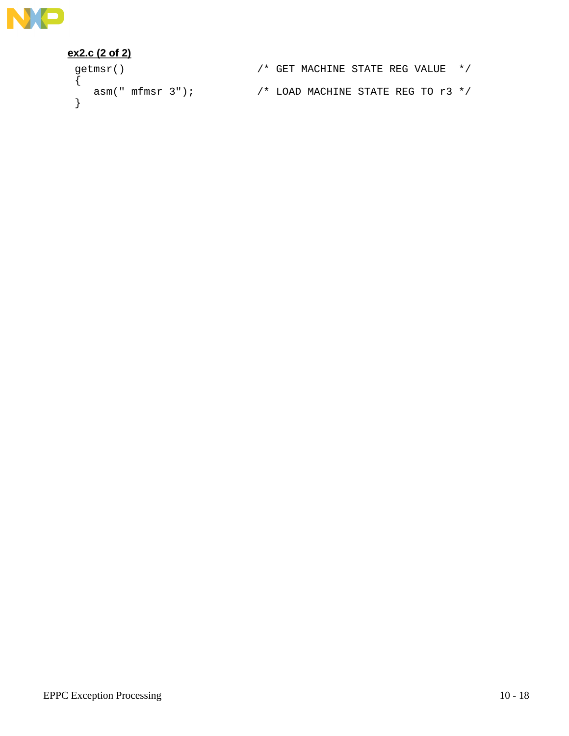**ex2.c (2 of 2)**

```
getmsr()                          /* GET MACHINE STATE REG VALUE  */
{
   asm(" mfmsr 3");               /* LOAD MACHINE STATE REG TO r3 */
}
```